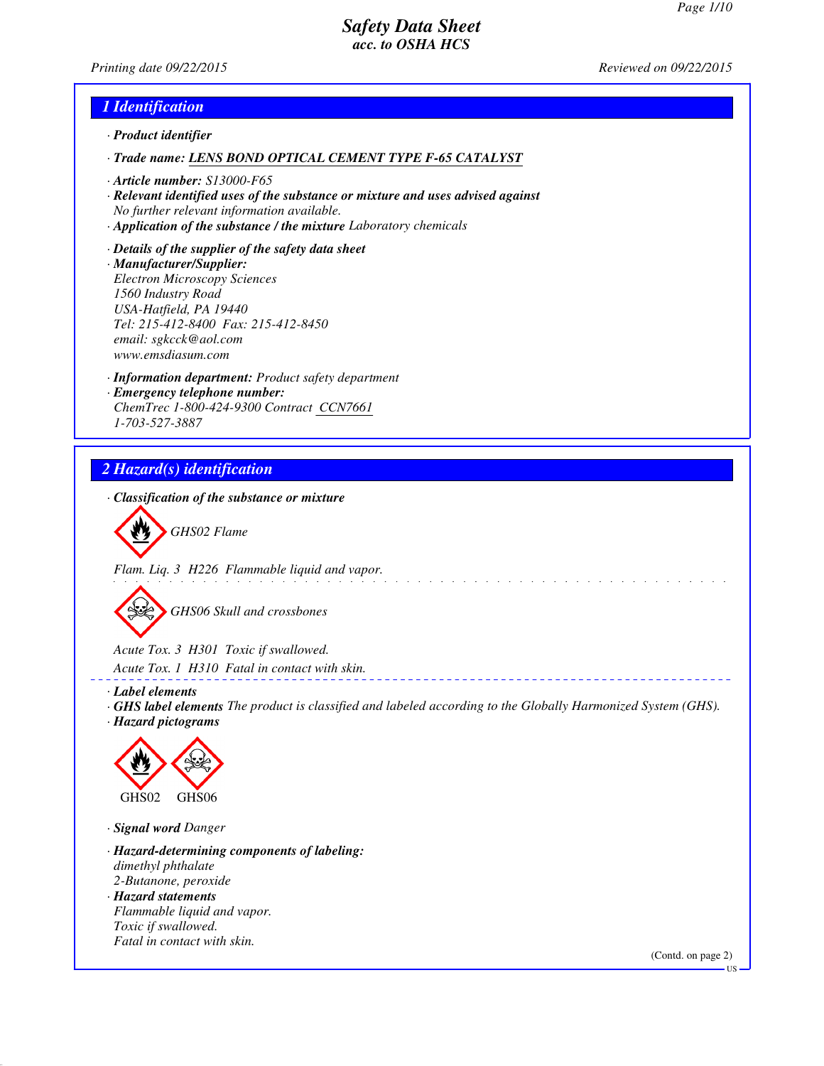# Safety Data Sheet
## acc. to OSHA HCS

Printing date 09/22/2015 Reviewed on 09/22/2015

## 1 Identification

· **Product identifier**

· **Trade name:** LENS BOND OPTICAL CEMENT TYPE F-65 CATALYST

· **Article number:** S13000-F65

· **Relevant identified uses of the substance or mixture and uses advised against**
No further relevant information available.

· **Application of the substance / the mixture** Laboratory chemicals

· **Details of the supplier of the safety data sheet**

· **Manufacturer/Supplier:**
Electron Microscopy Sciences
1560 Industry Road
USA-Hatfield, PA 19440
Tel: 215-412-8400 Fax: 215-412-8450
email: sgkcck@aol.com
www.emsdiasum.com

· **Information department:** Product safety department

· **Emergency telephone number:**
ChemTrec 1-800-424-9300 Contract CCN7661
1-703-527-3887

## 2 Hazard(s) identification

· **Classification of the substance or mixture**

GHS02 Flame

Flam. Liq. 3 H226 Flammable liquid and vapor.

GHS06 Skull and crossbones

Acute Tox. 3 H301 Toxic if swallowed.
Acute Tox. 1 H310 Fatal in contact with skin.

· **Label elements**

· **GHS label elements** The product is classified and labeled according to the Globally Harmonized System (GHS).

· **Hazard pictograms**

GHS02 GHS06

· **Signal word** Danger

· **Hazard-determining components of labeling:**
dimethyl phthalate
2-Butanone, peroxide

· **Hazard statements**
Flammable liquid and vapor.
Toxic if swallowed.
Fatal in contact with skin.

(Contd. on page 2)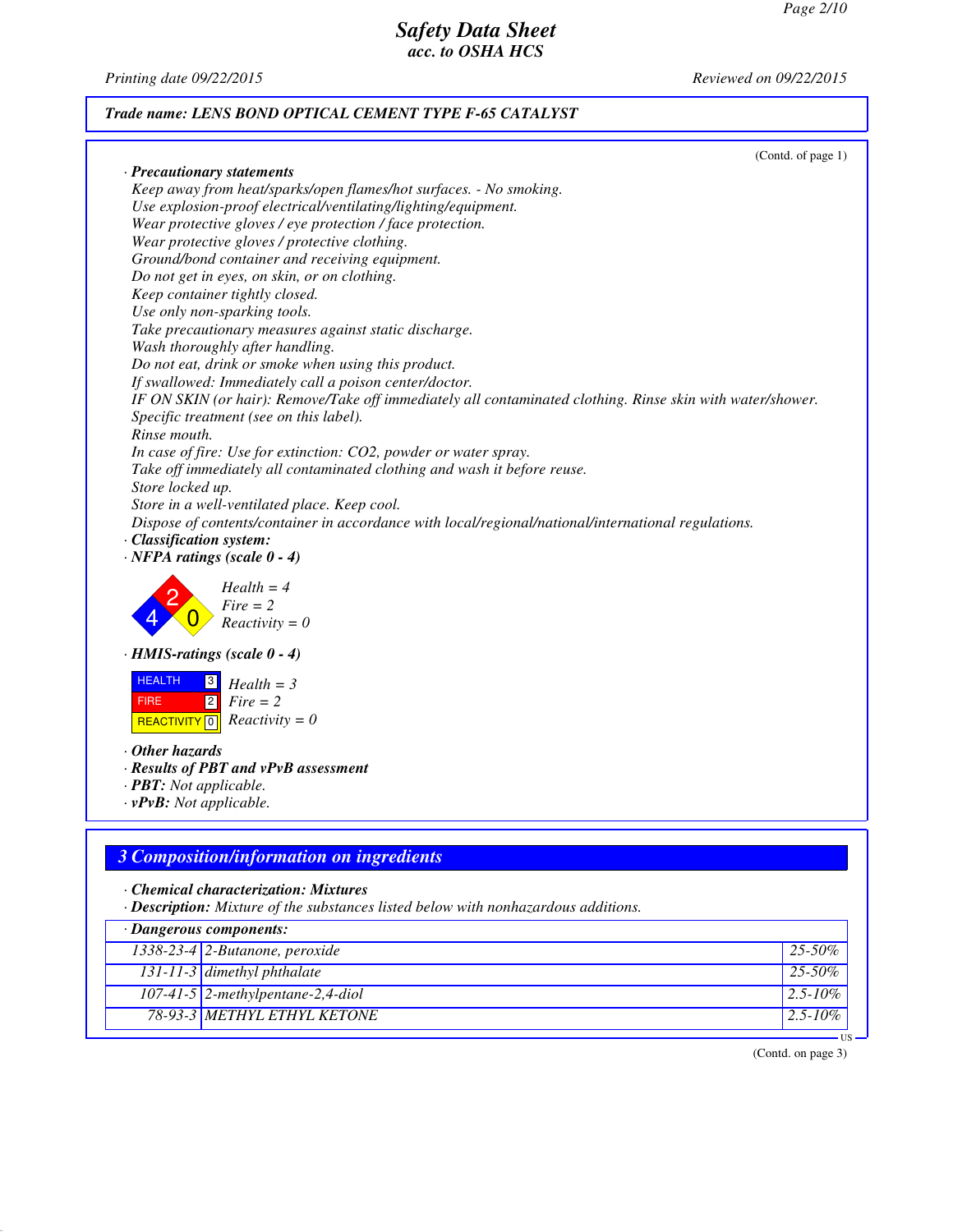(Contd. of page 1)

· **Precautionary statements**

Keep away from heat/sparks/open flames/hot surfaces. - No smoking.
Use explosion-proof electrical/ventilating/lighting/equipment.
Wear protective gloves / eye protection / face protection.
Wear protective gloves / protective clothing.
Ground/bond container and receiving equipment.
Do not get in eyes, on skin, or on clothing.
Keep container tightly closed.
Use only non-sparking tools.
Take precautionary measures against static discharge.
Wash thoroughly after handling.
Do not eat, drink or smoke when using this product.
If swallowed: Immediately call a poison center/doctor.
IF ON SKIN (or hair): Remove/Take off immediately all contaminated clothing. Rinse skin with water/shower.
Specific treatment (see on this label).
Rinse mouth.
In case of fire: Use for extinction: $CO_2$, powder or water spray.
Take off immediately all contaminated clothing and wash it before reuse.
Store locked up.
Store in a well-ventilated place. Keep cool.
Dispose of contents/container in accordance with local/regional/national/international regulations.

· **Classification system:**

· **NFPA ratings (scale 0 - 4)**

Health = 4
Fire = 2
Reactivity = 0

· **HMIS-ratings (scale 0 - 4)**

| | | |
|---|---|---|
| HEALTH | 3 | Health = 3 |
| FIRE | 2 | Fire = 2 |
| REACTIVITY | 0 | Reactivity = 0 |

· **Other hazards**

· **Results of PBT and vPvB assessment**

· **PBT:** Not applicable.

· **vPvB:** Not applicable.

## 3 Composition/information on ingredients

· **Chemical characterization: Mixtures**

· **Description:** Mixture of the substances listed below with nonhazardous additions.

| · Dangerous components: | | |
|---|---|---|
| 1338-23-4 | 2-Butanone, peroxide | 25-50% |
| 131-11-3 | dimethyl phthalate | 25-50% |
| 107-41-5 | 2-methylpentane-2,4-diol | 2.5-10% |
| 78-93-3 | METHYL ETHYL KETONE | 2.5-10% |

(Contd. on page 3)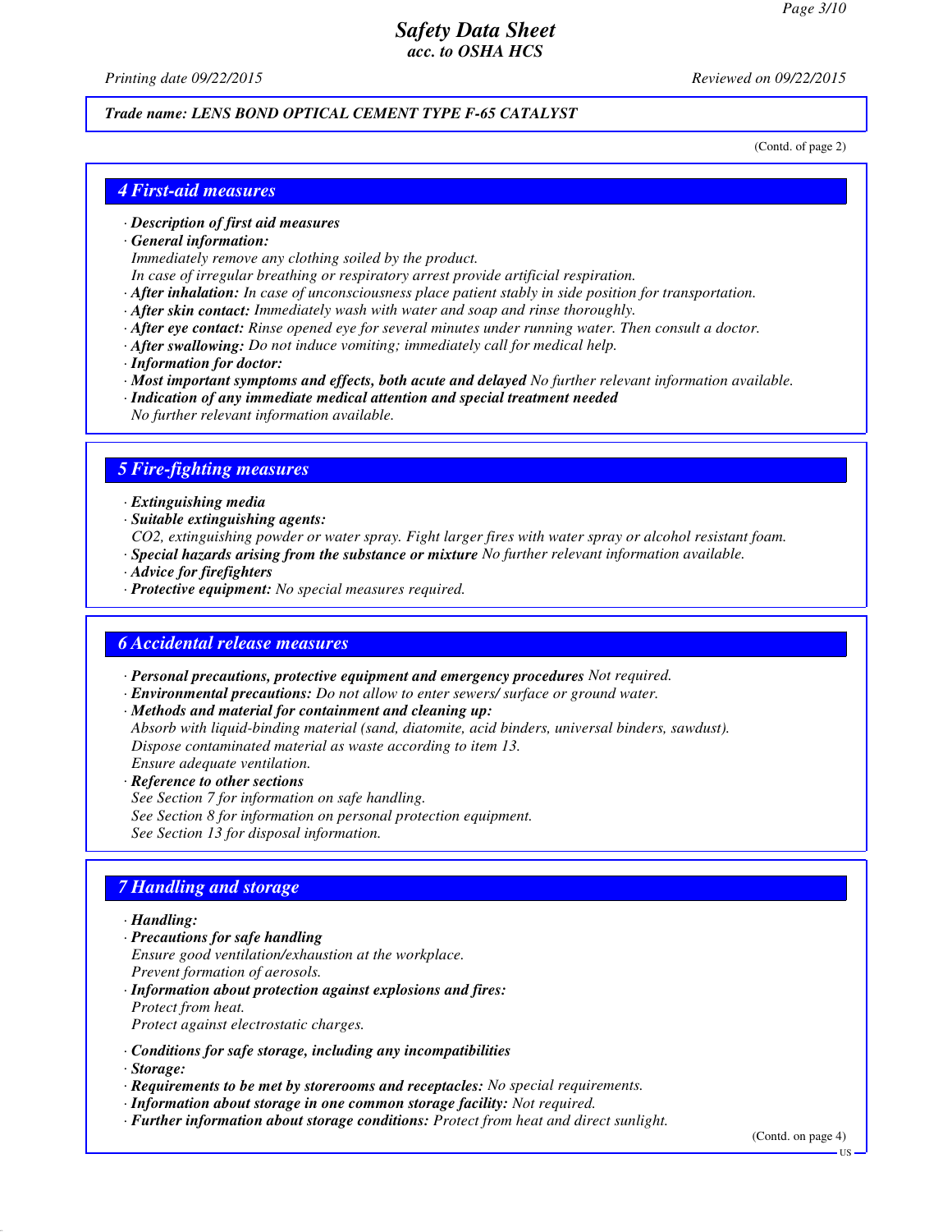Trade name: LENS BOND OPTICAL CEMENT TYPE F-65 CATALYST

(Contd. of page 2)

## 4 First-aid measures

· **Description of first aid measures**
· **General information:**
Immediately remove any clothing soiled by the product.
In case of irregular breathing or respiratory arrest provide artificial respiration.
· **After inhalation:** In case of unconsciousness place patient stably in side position for transportation.
· **After skin contact:** Immediately wash with water and soap and rinse thoroughly.
· **After eye contact:** Rinse opened eye for several minutes under running water. Then consult a doctor.
· **After swallowing:** Do not induce vomiting; immediately call for medical help.
· **Information for doctor:**
· **Most important symptoms and effects, both acute and delayed** No further relevant information available.
· **Indication of any immediate medical attention and special treatment needed**
No further relevant information available.

## 5 Fire-fighting measures

· **Extinguishing media**
· **Suitable extinguishing agents:**
$CO_2$, extinguishing powder or water spray. Fight larger fires with water spray or alcohol resistant foam.
· **Special hazards arising from the substance or mixture** No further relevant information available.
· **Advice for firefighters**
· **Protective equipment:** No special measures required.

## 6 Accidental release measures

· **Personal precautions, protective equipment and emergency procedures** Not required.
· **Environmental precautions:** Do not allow to enter sewers/ surface or ground water.
· **Methods and material for containment and cleaning up:**
Absorb with liquid-binding material (sand, diatomite, acid binders, universal binders, sawdust).
Dispose contaminated material as waste according to item 13.
Ensure adequate ventilation.
· **Reference to other sections**
See Section 7 for information on safe handling.
See Section 8 for information on personal protection equipment.
See Section 13 for disposal information.

## 7 Handling and storage

· **Handling:**
· **Precautions for safe handling**
Ensure good ventilation/exhaustion at the workplace.
Prevent formation of aerosols.
· **Information about protection against explosions and fires:**
Protect from heat.
Protect against electrostatic charges.

· **Conditions for safe storage, including any incompatibilities**
· **Storage:**
· **Requirements to be met by storerooms and receptacles:** No special requirements.
· **Information about storage in one common storage facility:** Not required.
· **Further information about storage conditions:** Protect from heat and direct sunlight.

(Contd. on page 4)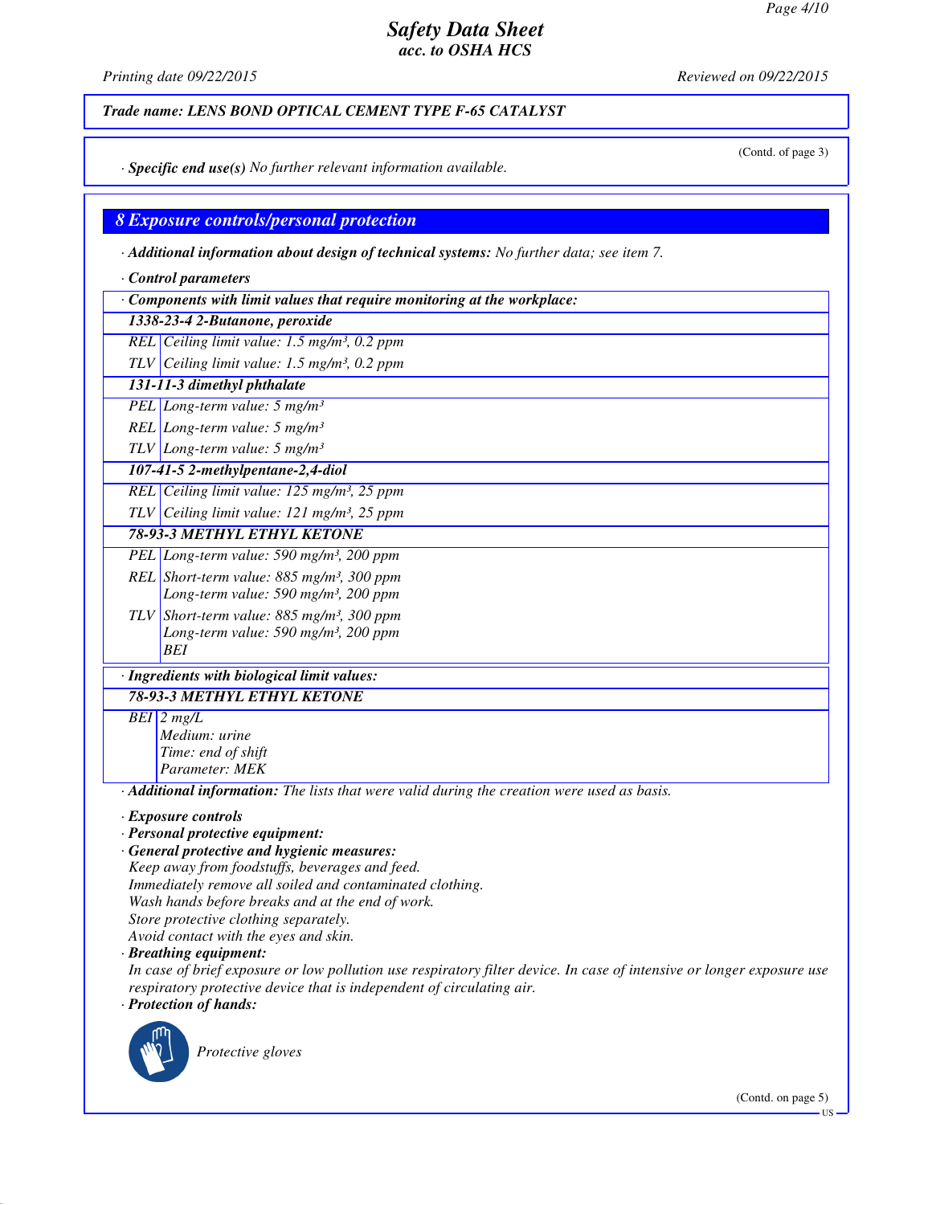Trade name: LENS BOND OPTICAL CEMENT TYPE F-65 CATALYST

(Contd. of page 3)

· **Specific end use(s)** No further relevant information available.

## 8 Exposure controls/personal protection

· **Additional information about design of technical systems:** No further data; see item 7.

· **Control parameters**

| · Components with limit values that require monitoring at the workplace: | |
|---|---|
| **1338-23-4 2-Butanone, peroxide** | |
| REL | Ceiling limit value: 1.5 mg/m³, 0.2 ppm |
| TLV | Ceiling limit value: 1.5 mg/m³, 0.2 ppm |
| **131-11-3 dimethyl phthalate** | |
| PEL | Long-term value: 5 mg/m³ |
| REL | Long-term value: 5 mg/m³ |
| TLV | Long-term value: 5 mg/m³ |
| **107-41-5 2-methylpentane-2,4-diol** | |
| REL | Ceiling limit value: 125 mg/m³, 25 ppm |
| TLV | Ceiling limit value: 121 mg/m³, 25 ppm |
| **78-93-3 METHYL ETHYL KETONE** | |
| PEL | Long-term value: 590 mg/m³, 200 ppm |
| REL | Short-term value: 885 mg/m³, 300 ppm<br>Long-term value: 590 mg/m³, 200 ppm |
| TLV | Short-term value: 885 mg/m³, 300 ppm<br>Long-term value: 590 mg/m³, 200 ppm<br>BEI |

| · Ingredients with biological limit values: | |
|---|---|
| **78-93-3 METHYL ETHYL KETONE** | |
| BEI | 2 mg/L<br>Medium: urine<br>Time: end of shift<br>Parameter: MEK |

· **Additional information:** The lists that were valid during the creation were used as basis.

· **Exposure controls**

· **Personal protective equipment:**

· **General protective and hygienic measures:**

Keep away from foodstuffs, beverages and feed.
Immediately remove all soiled and contaminated clothing.
Wash hands before breaks and at the end of work.
Store protective clothing separately.
Avoid contact with the eyes and skin.

· **Breathing equipment:**

In case of brief exposure or low pollution use respiratory filter device. In case of intensive or longer exposure use respiratory protective device that is independent of circulating air.

· **Protection of hands:**

Protective gloves

(Contd. on page 5)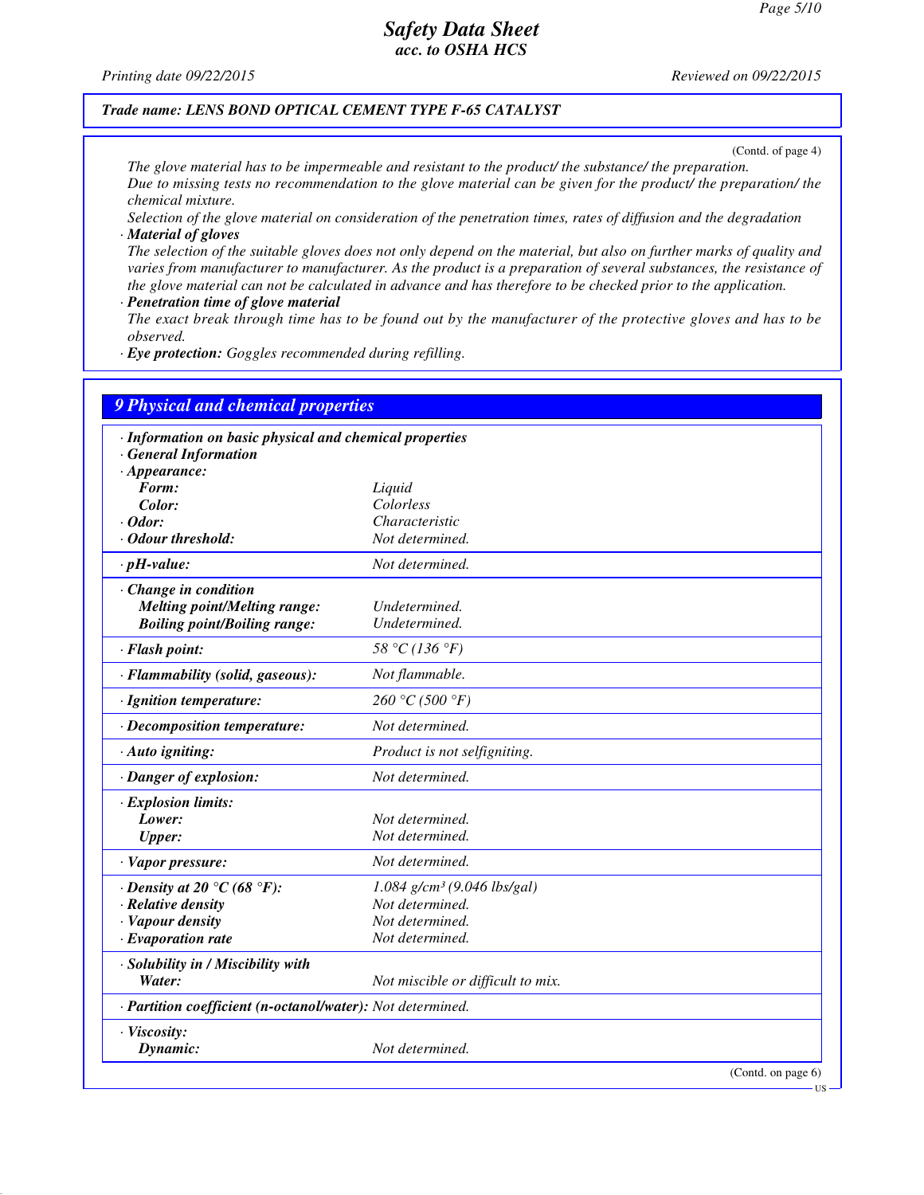Trade name: LENS BOND OPTICAL CEMENT TYPE F-65 CATALYST

(Contd. of page 4)

*The glove material has to be impermeable and resistant to the product/ the substance/ the preparation.*
*Due to missing tests no recommendation to the glove material can be given for the product/ the preparation/ the chemical mixture.*
*Selection of the glove material on consideration of the penetration times, rates of diffusion and the degradation*

· ***Material of gloves***
*The selection of the suitable gloves does not only depend on the material, but also on further marks of quality and varies from manufacturer to manufacturer. As the product is a preparation of several substances, the resistance of the glove material can not be calculated in advance and has therefore to be checked prior to the application.*

· ***Penetration time of glove material***
*The exact break through time has to be found out by the manufacturer of the protective gloves and has to be observed.*

· ***Eye protection:*** *Goggles recommended during refilling.*

## 9 Physical and chemical properties

| | |
|---|---|
| · **Information on basic physical and chemical properties** | |
| · **General Information** | |
| · **Appearance:** | |
| **Form:** | Liquid |
| **Color:** | Colorless |
| · **Odor:** | Characteristic |
| · **Odour threshold:** | Not determined. |
| · **pH-value:** | Not determined. |
| · **Change in condition** | |
| **Melting point/Melting range:** | Undetermined. |
| **Boiling point/Boiling range:** | Undetermined. |
| · **Flash point:** | 58 °C (136 °F) |
| · **Flammability (solid, gaseous):** | Not flammable. |
| · **Ignition temperature:** | 260 °C (500 °F) |
| · **Decomposition temperature:** | Not determined. |
| · **Auto igniting:** | Product is not selfigniting. |
| · **Danger of explosion:** | Not determined. |
| · **Explosion limits:** | |
| **Lower:** | Not determined. |
| **Upper:** | Not determined. |
| · **Vapor pressure:** | Not determined. |
| · **Density at 20 °C (68 °F):** | 1.084 g/cm³ (9.046 lbs/gal) |
| · **Relative density** | Not determined. |
| · **Vapour density** | Not determined. |
| · **Evaporation rate** | Not determined. |
| · **Solubility in / Miscibility with** | |
| **Water:** | Not miscible or difficult to mix. |
| · **Partition coefficient (n-octanol/water):** | Not determined. |
| · **Viscosity:** | |
| **Dynamic:** | Not determined. |

(Contd. on page 6)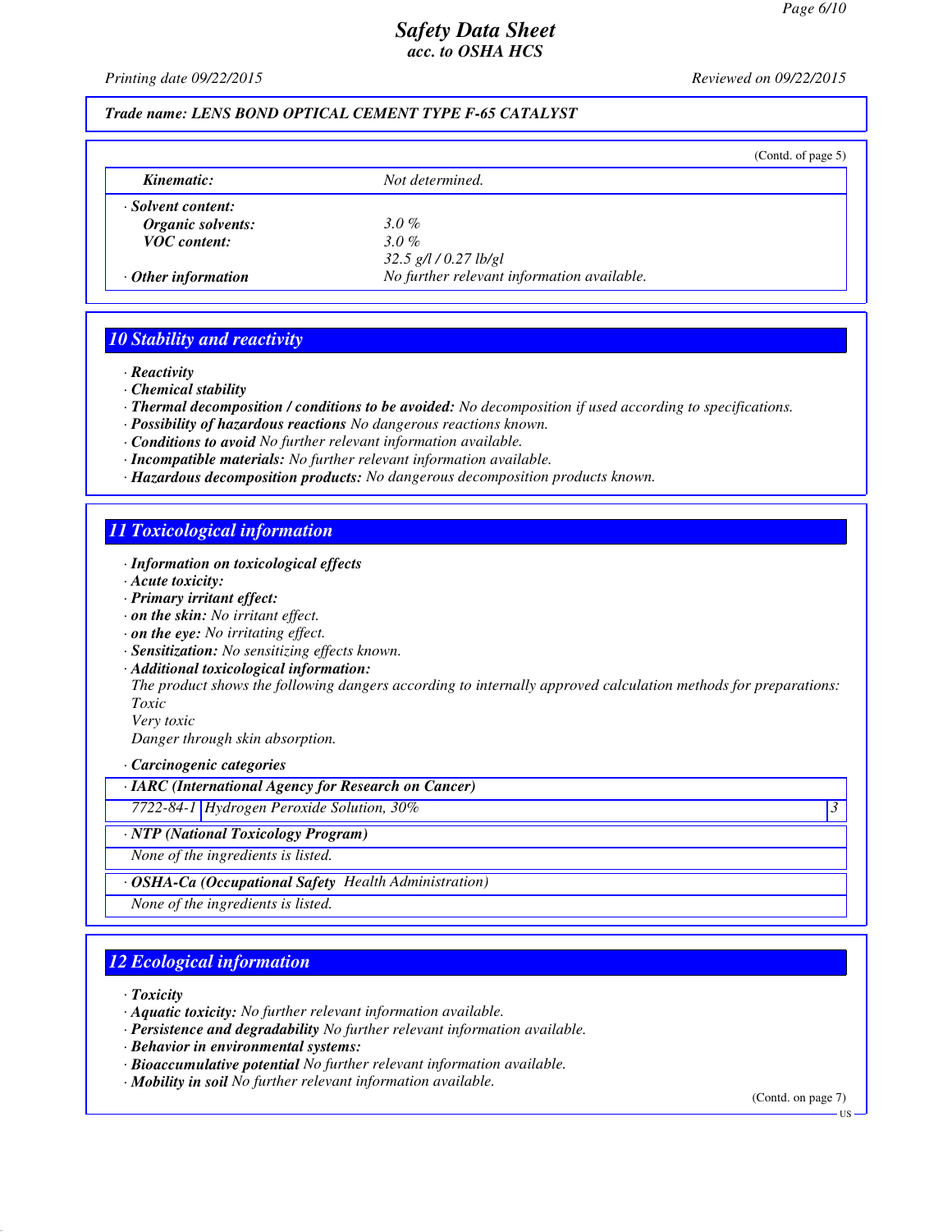**Trade name: LENS BOND OPTICAL CEMENT TYPE F-65 CATALYST**

(Contd. of page 5)

| | |
|---|---|
| ***Kinematic:*** | *Not determined.* |
| · ***Solvent content:*** | |
| ***Organic solvents:*** | *3.0 %* |
| ***VOC content:*** | *3.0 %* |
| | *32.5 g/l / 0.27 lb/gl* |
| · ***Other information*** | *No further relevant information available.* |

## 10 Stability and reactivity

· ***Reactivity***
· ***Chemical stability***
· ***Thermal decomposition / conditions to be avoided:*** *No decomposition if used according to specifications.*
· ***Possibility of hazardous reactions*** *No dangerous reactions known.*
· ***Conditions to avoid*** *No further relevant information available.*
· ***Incompatible materials:*** *No further relevant information available.*
· ***Hazardous decomposition products:*** *No dangerous decomposition products known.*

## 11 Toxicological information

· ***Information on toxicological effects***
· ***Acute toxicity:***
· ***Primary irritant effect:***
· ***on the skin:*** *No irritant effect.*
· ***on the eye:*** *No irritating effect.*
· ***Sensitization:*** *No sensitizing effects known.*
· ***Additional toxicological information:***
*The product shows the following dangers according to internally approved calculation methods for preparations:*
*Toxic*
*Very toxic*
*Danger through skin absorption.*

· ***Carcinogenic categories***

| · ***IARC (International Agency for Research on Cancer)*** | | |
|---|---|---|
| *7722-84-1* | *Hydrogen Peroxide Solution, 30%* | *3* |

| · ***NTP (National Toxicology Program)*** |
|---|
| *None of the ingredients is listed.* |

| · ***OSHA-Ca (Occupational Safety Health Administration)*** |
|---|
| *None of the ingredients is listed.* |

## 12 Ecological information

· ***Toxicity***
· ***Aquatic toxicity:*** *No further relevant information available.*
· ***Persistence and degradability*** *No further relevant information available.*
· ***Behavior in environmental systems:***
· ***Bioaccumulative potential*** *No further relevant information available.*
· ***Mobility in soil*** *No further relevant information available.*

(Contd. on page 7)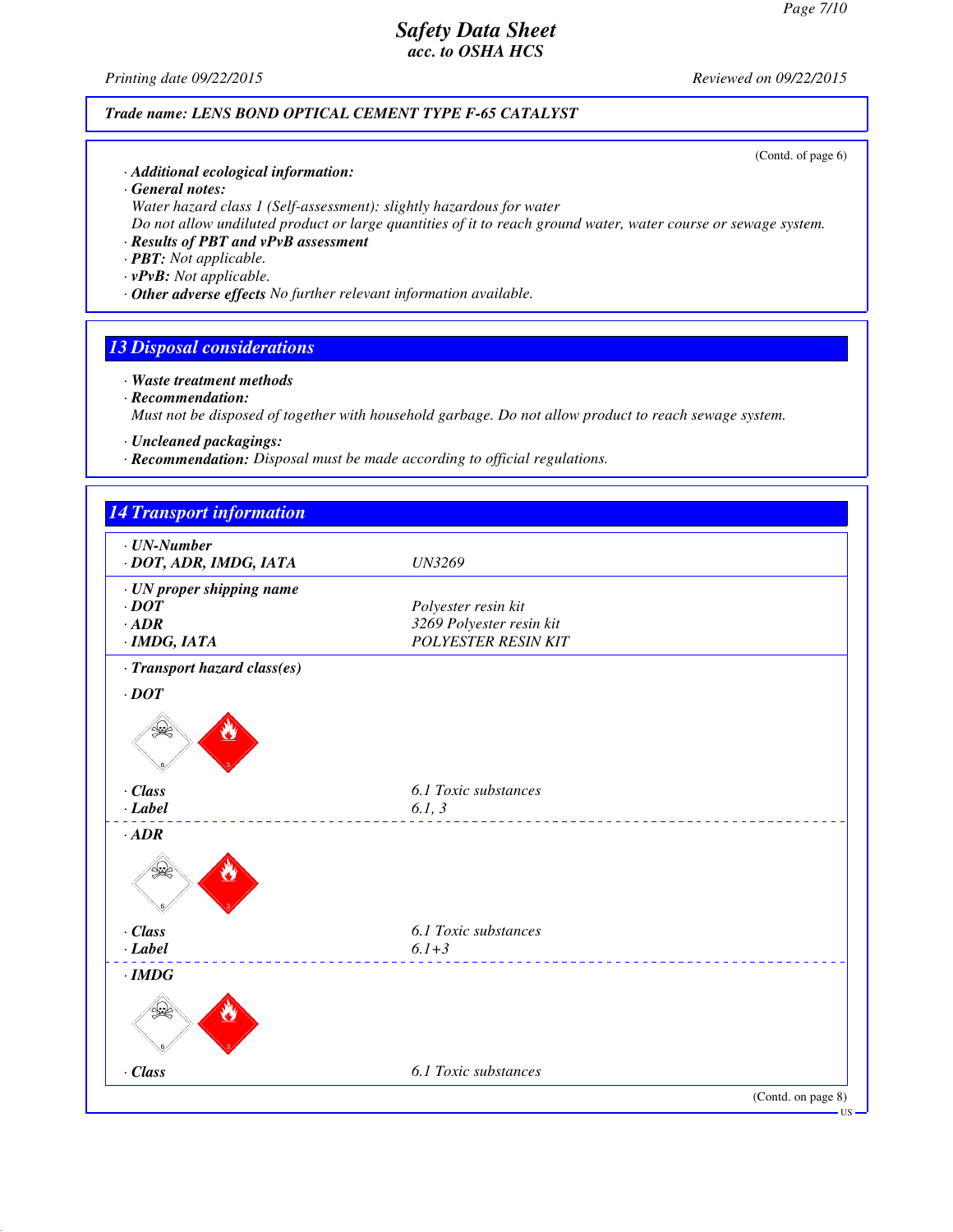Trade name: LENS BOND OPTICAL CEMENT TYPE F-65 CATALYST

(Contd. of page 6)

· **Additional ecological information:**
· **General notes:**
Water hazard class 1 (Self-assessment): slightly hazardous for water
Do not allow undiluted product or large quantities of it to reach ground water, water course or sewage system.
· **Results of PBT and vPvB assessment**
· **PBT:** Not applicable.
· **vPvB:** Not applicable.
· **Other adverse effects** No further relevant information available.

## 13 Disposal considerations

· **Waste treatment methods**
· **Recommendation:**
Must not be disposed of together with household garbage. Do not allow product to reach sewage system.

· **Uncleaned packagings:**
· **Recommendation:** Disposal must be made according to official regulations.

## 14 Transport information

| | |
|---|---|
| · **UN-Number** | |
| · **DOT, ADR, IMDG, IATA** | UN3269 |
| · **UN proper shipping name** | |
| · **DOT** | Polyester resin kit |
| · **ADR** | 3269 Polyester resin kit |
| · **IMDG, IATA** | POLYESTER RESIN KIT |
| · **Transport hazard class(es)** | |
| · **DOT** | |
| · **Class** | 6.1 Toxic substances |
| · **Label** | 6.1, 3 |
| · **ADR** | |
| · **Class** | 6.1 Toxic substances |
| · **Label** | 6.1+3 |
| · **IMDG** | |
| · **Class** | 6.1 Toxic substances |

(Contd. on page 8)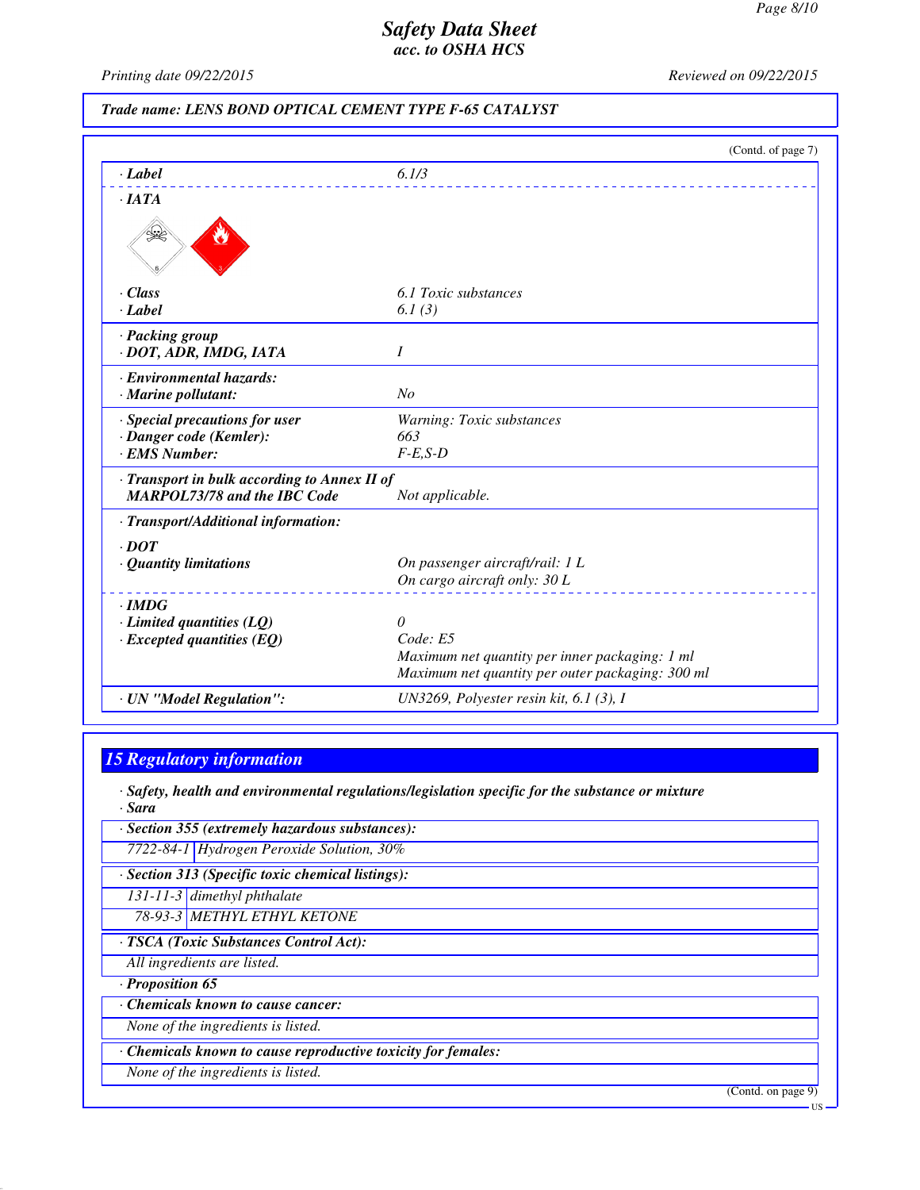**Safety Data Sheet**
**acc. to OSHA HCS**

Printing date 09/22/2015 Reviewed on 09/22/2015

**Trade name: LENS BOND OPTICAL CEMENT TYPE F-65 CATALYST**

(Contd. of page 7)

| | |
|---|---|
| · **Label** | 6.1/3 |
| · **IATA** | |
| · **Class** | 6.1 Toxic substances |
| · **Label** | 6.1 (3) |
| · **Packing group**<br>· **DOT, ADR, IMDG, IATA** | I |
| · **Environmental hazards:**<br>· **Marine pollutant:** | No |
| · **Special precautions for user** | Warning: Toxic substances |
| · **Danger code (Kemler):** | 663 |
| · **EMS Number:** | F-E,S-D |
| · **Transport in bulk according to Annex II of MARPOL73/78 and the IBC Code** | Not applicable. |
| · **Transport/Additional information:** | |
| · **DOT** | |
| · **Quantity limitations** | On passenger aircraft/rail: 1 L<br>On cargo aircraft only: 30 L |
| · **IMDG** | |
| · **Limited quantities (LQ)** | 0 |
| · **Excepted quantities (EQ)** | Code: E5<br>Maximum net quantity per inner packaging: 1 ml<br>Maximum net quantity per outer packaging: 300 ml |
| · **UN "Model Regulation":** | UN3269, Polyester resin kit, 6.1 (3), I |

## 15 Regulatory information

· **Safety, health and environmental regulations/legislation specific for the substance or mixture**
· **Sara**

· **Section 355 (extremely hazardous substances):**

| | |
|---|---|
| 7722-84-1 | Hydrogen Peroxide Solution, 30% |

· **Section 313 (Specific toxic chemical listings):**

| | |
|---|---|
| 131-11-3 | dimethyl phthalate |
| 78-93-3 | METHYL ETHYL KETONE |

· **TSCA (Toxic Substances Control Act):**

All ingredients are listed.

· **Proposition 65**

· **Chemicals known to cause cancer:**

None of the ingredients is listed.

· **Chemicals known to cause reproductive toxicity for females:**

None of the ingredients is listed.

(Contd. on page 9)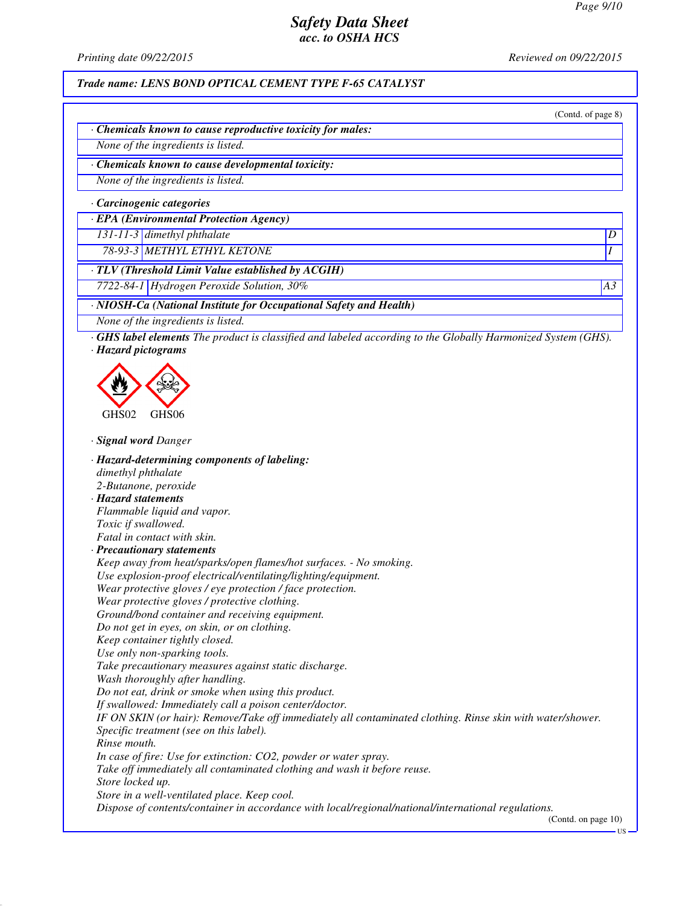## Safety Data Sheet
### acc. to OSHA HCS

Printing date 09/22/2015 Reviewed on 09/22/2015

**Trade name: LENS BOND OPTICAL CEMENT TYPE F-65 CATALYST**

(Contd. of page 8)

· **Chemicals known to cause reproductive toxicity for males:**

None of the ingredients is listed.

· **Chemicals known to cause developmental toxicity:**

None of the ingredients is listed.

· **Carcinogenic categories**

· **EPA (Environmental Protection Agency)**

| | | |
|---|---|---|
| 131-11-3 | dimethyl phthalate | D |
| 78-93-3 | METHYL ETHYL KETONE | I |

· **TLV (Threshold Limit Value established by ACGIH)**

| | | |
|---|---|---|
| 7722-84-1 | Hydrogen Peroxide Solution, 30% | A3 |

· **NIOSH-Ca (National Institute for Occupational Safety and Health)**

None of the ingredients is listed.

· **GHS label elements** The product is classified and labeled according to the Globally Harmonized System (GHS).

· **Hazard pictograms**

GHS02 GHS06

· **Signal word** Danger

· **Hazard-determining components of labeling:**

dimethyl phthalate
2-Butanone, peroxide

· **Hazard statements**

Flammable liquid and vapor.
Toxic if swallowed.
Fatal in contact with skin.

· **Precautionary statements**

Keep away from heat/sparks/open flames/hot surfaces. - No smoking.
Use explosion-proof electrical/ventilating/lighting/equipment.
Wear protective gloves / eye protection / face protection.
Wear protective gloves / protective clothing.
Ground/bond container and receiving equipment.
Do not get in eyes, on skin, or on clothing.
Keep container tightly closed.
Use only non-sparking tools.
Take precautionary measures against static discharge.
Wash thoroughly after handling.
Do not eat, drink or smoke when using this product.
If swallowed: Immediately call a poison center/doctor.
IF ON SKIN (or hair): Remove/Take off immediately all contaminated clothing. Rinse skin with water/shower.
Specific treatment (see on this label).
Rinse mouth.
In case of fire: Use for extinction: $CO_2$, powder or water spray.
Take off immediately all contaminated clothing and wash it before reuse.
Store locked up.
Store in a well-ventilated place. Keep cool.
Dispose of contents/container in accordance with local/regional/national/international regulations.

(Contd. on page 10)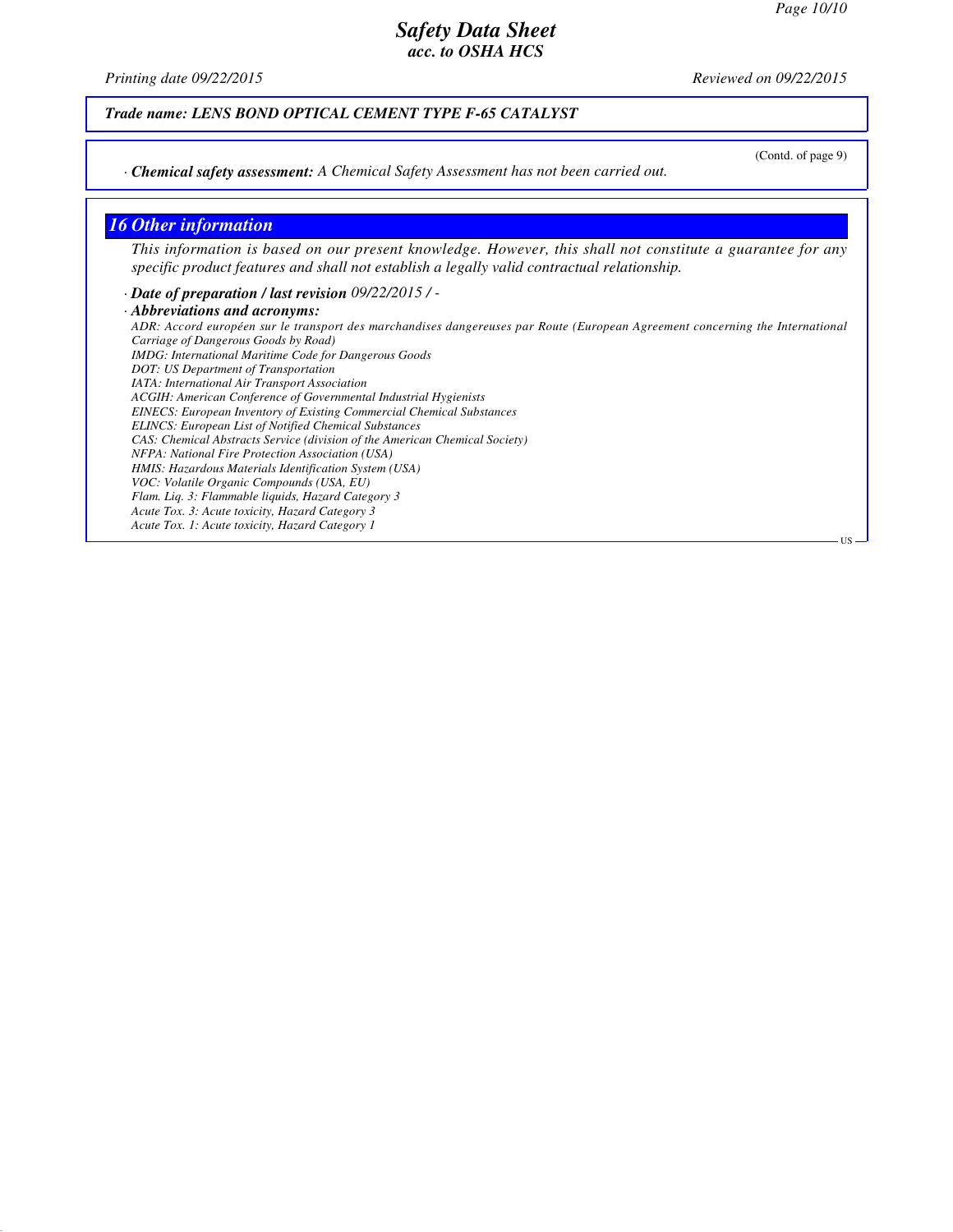(Contd. of page 9)

· **Chemical safety assessment:** A Chemical Safety Assessment has not been carried out.

## 16 Other information

*This information is based on our present knowledge. However, this shall not constitute a guarantee for any specific product features and shall not establish a legally valid contractual relationship.*

· **Date of preparation / last revision** 09/22/2015 / -

· **Abbreviations and acronyms:**

ADR: Accord européen sur le transport des marchandises dangereuses par Route (European Agreement concerning the International Carriage of Dangerous Goods by Road)
IMDG: International Maritime Code for Dangerous Goods
DOT: US Department of Transportation
IATA: International Air Transport Association
ACGIH: American Conference of Governmental Industrial Hygienists
EINECS: European Inventory of Existing Commercial Chemical Substances
ELINCS: European List of Notified Chemical Substances
CAS: Chemical Abstracts Service (division of the American Chemical Society)
NFPA: National Fire Protection Association (USA)
HMIS: Hazardous Materials Identification System (USA)
VOC: Volatile Organic Compounds (USA, EU)
Flam. Liq. 3: Flammable liquids, Hazard Category 3
Acute Tox. 3: Acute toxicity, Hazard Category 3
Acute Tox. 1: Acute toxicity, Hazard Category 1